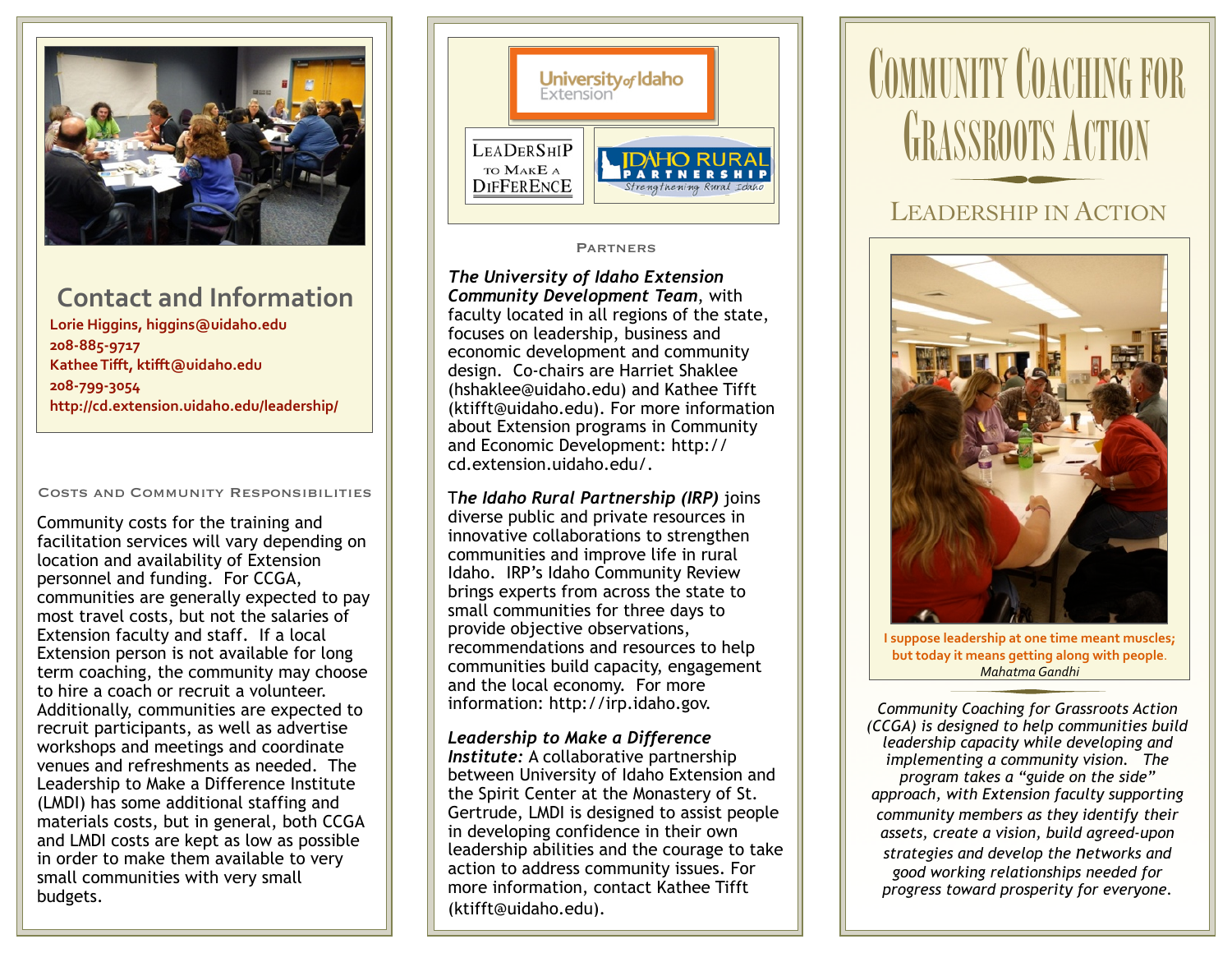## Contact and Information

**Lorie Higgins, higgins@uidaho.edu**
**208-885-9717**
**Kathee Tifft, ktifft@uidaho.edu**
**208-799-3054**
**http://cd.extension.uidaho.edu/leadership/**

### Costs and Community Responsibilities

Community costs for the training and facilitation services will vary depending on location and availability of Extension personnel and funding. For CCGA, communities are generally expected to pay most travel costs, but not the salaries of Extension faculty and staff. If a local Extension person is not available for long term coaching, the community may choose to hire a coach or recruit a volunteer. Additionally, communities are expected to recruit participants, as well as advertise workshops and meetings and coordinate venues and refreshments as needed. The Leadership to Make a Difference Institute (LMDI) has some additional staffing and materials costs, but in general, both CCGA and LMDI costs are kept as low as possible in order to make them available to very small communities with very small budgets.

University of Idaho Extension

Leadership to Make a Difference

Idaho Rural Partnership — Strengthening Rural Idaho

### Partners

***The University of Idaho Extension Community Development Team***, with faculty located in all regions of the state, focuses on leadership, business and economic development and community design. Co-chairs are Harriet Shaklee (hshaklee@uidaho.edu) and Kathee Tifft (ktifft@uidaho.edu). For more information about Extension programs in Community and Economic Development: http://cd.extension.uidaho.edu/.

***The Idaho Rural Partnership (IRP)*** joins diverse public and private resources in innovative collaborations to strengthen communities and improve life in rural Idaho. IRP's Idaho Community Review brings experts from across the state to small communities for three days to provide objective observations, recommendations and resources to help communities build capacity, engagement and the local economy. For more information: http://irp.idaho.gov.

***Leadership to Make a Difference Institute:*** A collaborative partnership between University of Idaho Extension and the Spirit Center at the Monastery of St. Gertrude, LMDI is designed to assist people in developing confidence in their own leadership abilities and the courage to take action to address community issues. For more information, contact Kathee Tifft (ktifft@uidaho.edu).

# Community Coaching for Grassroots Action

## Leadership in Action

**I suppose leadership at one time meant muscles; but today it means getting along with people.**
*Mahatma Gandhi*

*Community Coaching for Grassroots Action (CCGA) is designed to help communities build leadership capacity while developing and implementing a community vision. The program takes a "guide on the side" approach, with Extension faculty supporting community members as they identify their assets, create a vision, build agreed-upon strategies and develop the networks and good working relationships needed for progress toward prosperity for everyone.*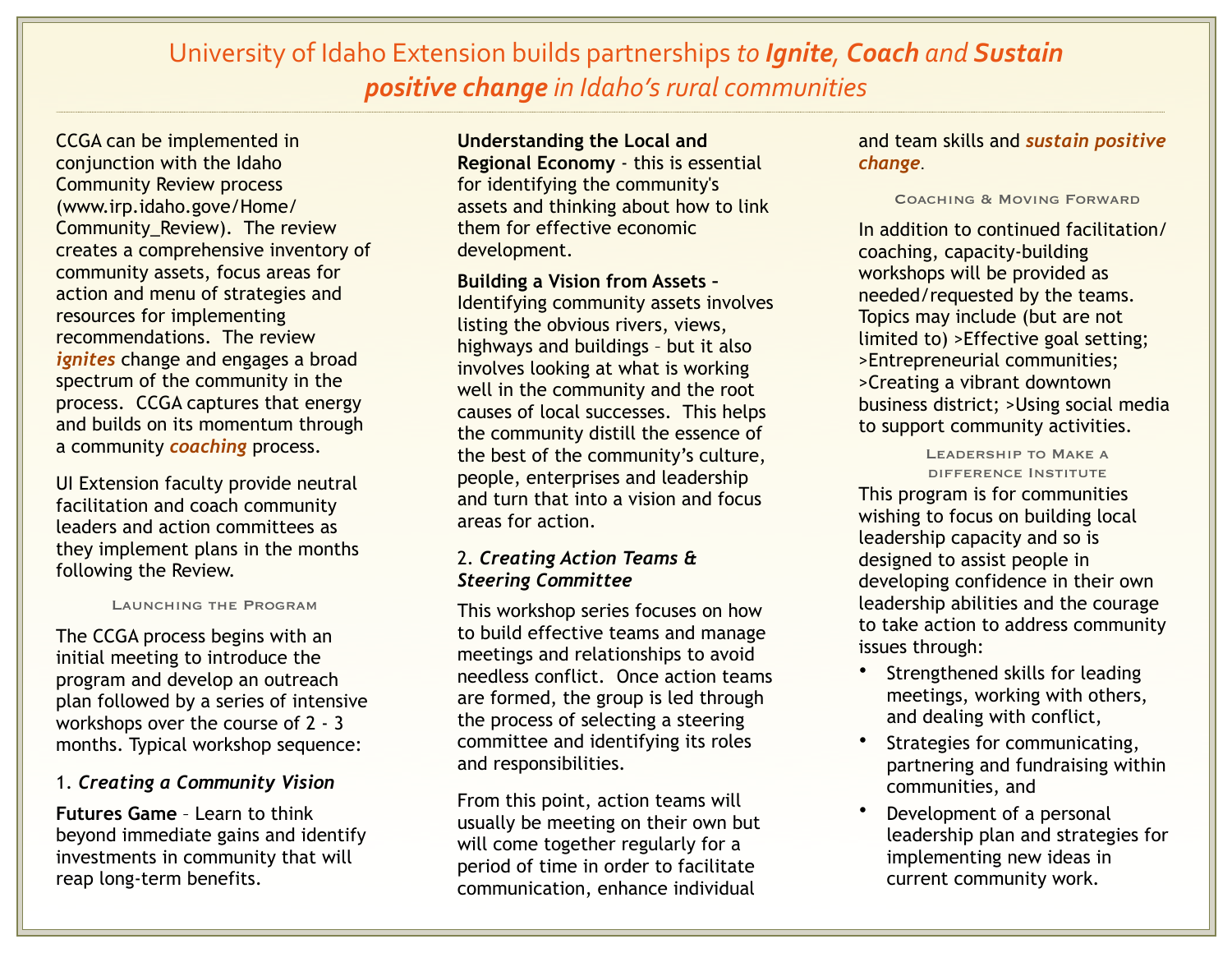## University of Idaho Extension builds partnerships *to* ***Ignite***, ***Coach*** *and* ***Sustain positive change*** *in Idaho's rural communities*

CCGA can be implemented in conjunction with the Idaho Community Review process (www.irp.idaho.gove/Home/Community_Review). The review creates a comprehensive inventory of community assets, focus areas for action and menu of strategies and resources for implementing recommendations. The review ***ignites*** change and engages a broad spectrum of the community in the process. CCGA captures that energy and builds on its momentum through a community ***coaching*** process.

UI Extension faculty provide neutral facilitation and coach community leaders and action committees as they implement plans in the months following the Review.

### Launching the Program

The CCGA process begins with an initial meeting to introduce the program and develop an outreach plan followed by a series of intensive workshops over the course of 2 - 3 months. Typical workshop sequence:

1. ***Creating a Community Vision***

**Futures Game** – Learn to think beyond immediate gains and identify investments in community that will reap long-term benefits.

**Understanding the Local and Regional Economy** - this is essential for identifying the community's assets and thinking about how to link them for effective economic development.

**Building a Vision from Assets** – Identifying community assets involves listing the obvious rivers, views, highways and buildings – but it also involves looking at what is working well in the community and the root causes of local successes. This helps the community distill the essence of the best of the community's culture, people, enterprises and leadership and turn that into a vision and focus areas for action.

2. ***Creating Action Teams & Steering Committee***

This workshop series focuses on how to build effective teams and manage meetings and relationships to avoid needless conflict. Once action teams are formed, the group is led through the process of selecting a steering committee and identifying its roles and responsibilities.

From this point, action teams will usually be meeting on their own but will come together regularly for a period of time in order to facilitate communication, enhance individual and team skills and ***sustain positive change***.

### Coaching & Moving Forward

In addition to continued facilitation/coaching, capacity-building workshops will be provided as needed/requested by the teams. Topics may include (but are not limited to) >Effective goal setting; >Entrepreneurial communities; >Creating a vibrant downtown business district; >Using social media to support community activities.

### Leadership to Make a difference Institute

This program is for communities wishing to focus on building local leadership capacity and so is designed to assist people in developing confidence in their own leadership abilities and the courage to take action to address community issues through:

- Strengthened skills for leading meetings, working with others, and dealing with conflict,
- Strategies for communicating, partnering and fundraising within communities, and
- Development of a personal leadership plan and strategies for implementing new ideas in current community work.